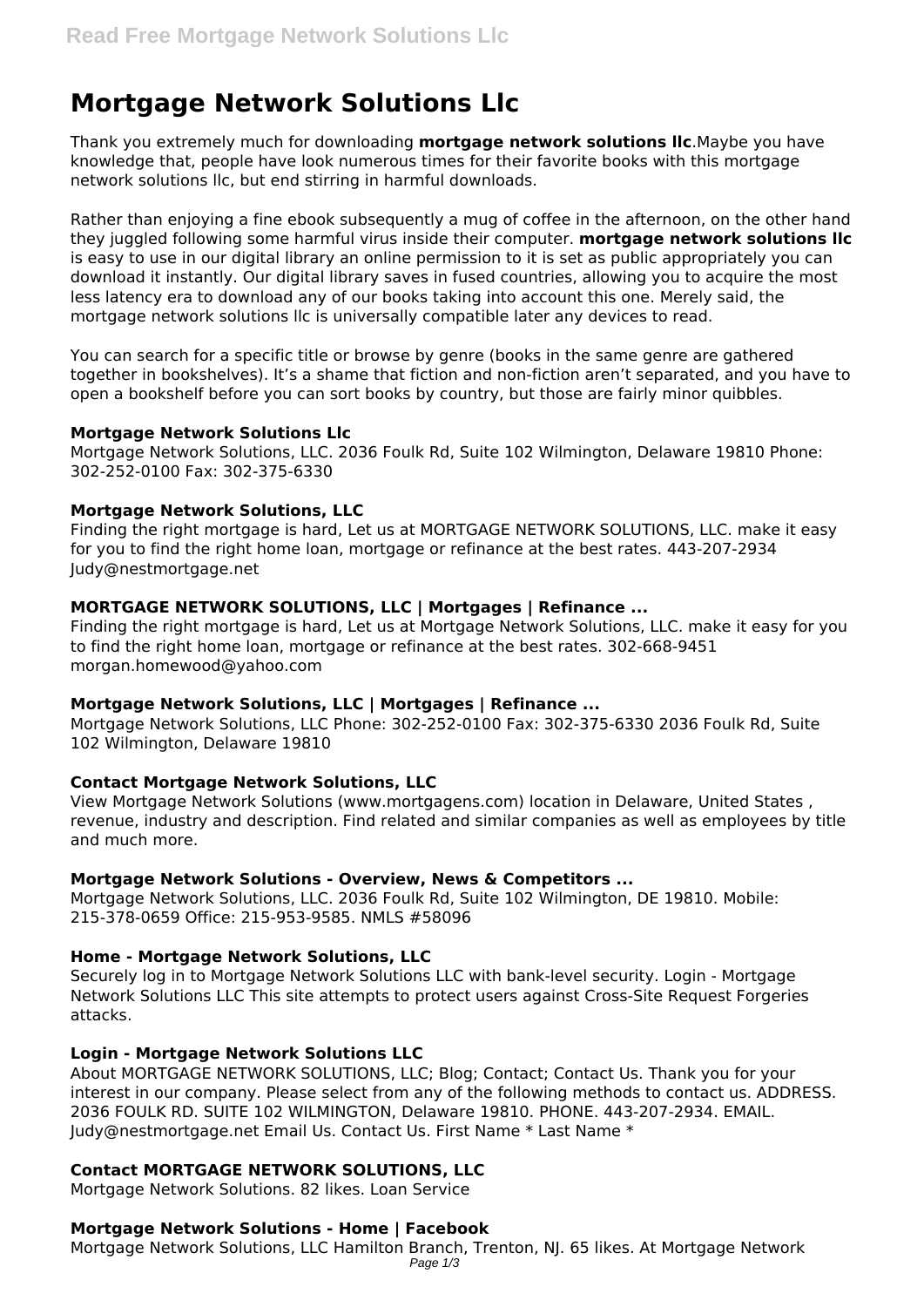# Mortgage Network Solutions Llc

Thank you extremely much for downloading **mortgage network solutions llc**.Maybe you have knowledge that, people have look numerous times for their favorite books with this mortgage network solutions llc, but end stirring in harmful downloads.

Rather than enjoying a fine ebook subsequently a mug of coffee in the afternoon, on the other hand they juggled following some harmful virus inside their computer. **mortgage network solutions llc** is easy to use in our digital library an online permission to it is set as public appropriately you can download it instantly. Our digital library saves in fused countries, allowing you to acquire the most less latency era to download any of our books taking into account this one. Merely said, the mortgage network solutions llc is universally compatible later any devices to read.

You can search for a specific title or browse by genre (books in the same genre are gathered together in bookshelves). It's a shame that fiction and non-fiction aren't separated, and you have to open a bookshelf before you can sort books by country, but those are fairly minor quibbles.

### Mortgage Network Solutions Llc

Mortgage Network Solutions, LLC. 2036 Foulk Rd, Suite 102 Wilmington, Delaware 19810 Phone: 302-252-0100 Fax: 302-375-6330

### Mortgage Network Solutions, LLC

Finding the right mortgage is hard, Let us at MORTGAGE NETWORK SOLUTIONS, LLC. make it easy for you to find the right home loan, mortgage or refinance at the best rates. 443-207-2934 Judy@nestmortgage.net

### MORTGAGE NETWORK SOLUTIONS, LLC | Mortgages | Refinance ...

Finding the right mortgage is hard, Let us at Mortgage Network Solutions, LLC. make it easy for you to find the right home loan, mortgage or refinance at the best rates. 302-668-9451 morgan.homewood@yahoo.com

### Mortgage Network Solutions, LLC | Mortgages | Refinance ...

Mortgage Network Solutions, LLC Phone: 302-252-0100 Fax: 302-375-6330 2036 Foulk Rd, Suite 102 Wilmington, Delaware 19810

### Contact Mortgage Network Solutions, LLC

View Mortgage Network Solutions (www.mortgagens.com) location in Delaware, United States , revenue, industry and description. Find related and similar companies as well as employees by title and much more.

### Mortgage Network Solutions - Overview, News & Competitors ...

Mortgage Network Solutions, LLC. 2036 Foulk Rd, Suite 102 Wilmington, DE 19810. Mobile: 215-378-0659 Office: 215-953-9585. NMLS #58096

### Home - Mortgage Network Solutions, LLC

Securely log in to Mortgage Network Solutions LLC with bank-level security. Login - Mortgage Network Solutions LLC This site attempts to protect users against Cross-Site Request Forgeries attacks.

### Login - Mortgage Network Solutions LLC

About MORTGAGE NETWORK SOLUTIONS, LLC; Blog; Contact; Contact Us. Thank you for your interest in our company. Please select from any of the following methods to contact us. ADDRESS. 2036 FOULK RD. SUITE 102 WILMINGTON, Delaware 19810. PHONE. 443-207-2934. EMAIL. Judy@nestmortgage.net Email Us. Contact Us. First Name * Last Name *

### Contact MORTGAGE NETWORK SOLUTIONS, LLC

Mortgage Network Solutions. 82 likes. Loan Service

### Mortgage Network Solutions - Home | Facebook

Mortgage Network Solutions, LLC Hamilton Branch, Trenton, NJ. 65 likes. At Mortgage Network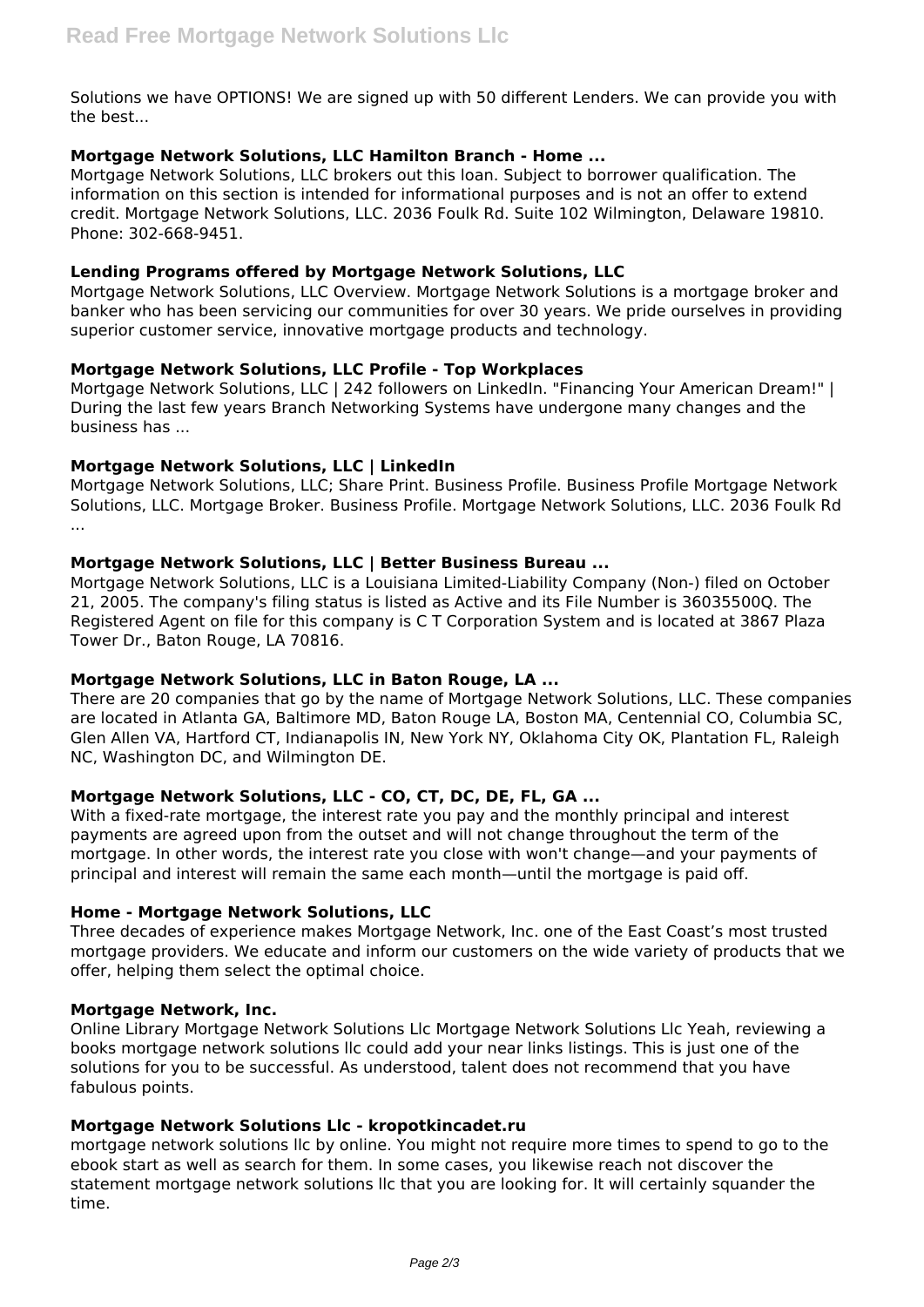Solutions we have OPTIONS! We are signed up with 50 different Lenders. We can provide you with the best...

### Mortgage Network Solutions, LLC Hamilton Branch - Home ...

Mortgage Network Solutions, LLC brokers out this loan. Subject to borrower qualification. The information on this section is intended for informational purposes and is not an offer to extend credit. Mortgage Network Solutions, LLC. 2036 Foulk Rd. Suite 102 Wilmington, Delaware 19810. Phone: 302-668-9451.

### Lending Programs offered by Mortgage Network Solutions, LLC

Mortgage Network Solutions, LLC Overview. Mortgage Network Solutions is a mortgage broker and banker who has been servicing our communities for over 30 years. We pride ourselves in providing superior customer service, innovative mortgage products and technology.

### Mortgage Network Solutions, LLC Profile - Top Workplaces

Mortgage Network Solutions, LLC | 242 followers on LinkedIn. "Financing Your American Dream!" | During the last few years Branch Networking Systems have undergone many changes and the business has ...

### Mortgage Network Solutions, LLC | LinkedIn

Mortgage Network Solutions, LLC; Share Print. Business Profile. Business Profile Mortgage Network Solutions, LLC. Mortgage Broker. Business Profile. Mortgage Network Solutions, LLC. 2036 Foulk Rd ...

### Mortgage Network Solutions, LLC | Better Business Bureau ...

Mortgage Network Solutions, LLC is a Louisiana Limited-Liability Company (Non-) filed on October 21, 2005. The company's filing status is listed as Active and its File Number is 36035500Q. The Registered Agent on file for this company is C T Corporation System and is located at 3867 Plaza Tower Dr., Baton Rouge, LA 70816.

### Mortgage Network Solutions, LLC in Baton Rouge, LA ...

There are 20 companies that go by the name of Mortgage Network Solutions, LLC. These companies are located in Atlanta GA, Baltimore MD, Baton Rouge LA, Boston MA, Centennial CO, Columbia SC, Glen Allen VA, Hartford CT, Indianapolis IN, New York NY, Oklahoma City OK, Plantation FL, Raleigh NC, Washington DC, and Wilmington DE.

### Mortgage Network Solutions, LLC - CO, CT, DC, DE, FL, GA ...

With a fixed-rate mortgage, the interest rate you pay and the monthly principal and interest payments are agreed upon from the outset and will not change throughout the term of the mortgage. In other words, the interest rate you close with won't change—and your payments of principal and interest will remain the same each month—until the mortgage is paid off.

### Home - Mortgage Network Solutions, LLC

Three decades of experience makes Mortgage Network, Inc. one of the East Coast's most trusted mortgage providers. We educate and inform our customers on the wide variety of products that we offer, helping them select the optimal choice.

### Mortgage Network, Inc.

Online Library Mortgage Network Solutions Llc Mortgage Network Solutions Llc Yeah, reviewing a books mortgage network solutions llc could add your near links listings. This is just one of the solutions for you to be successful. As understood, talent does not recommend that you have fabulous points.

### Mortgage Network Solutions Llc - kropotkincadet.ru

mortgage network solutions llc by online. You might not require more times to spend to go to the ebook start as well as search for them. In some cases, you likewise reach not discover the statement mortgage network solutions llc that you are looking for. It will certainly squander the time.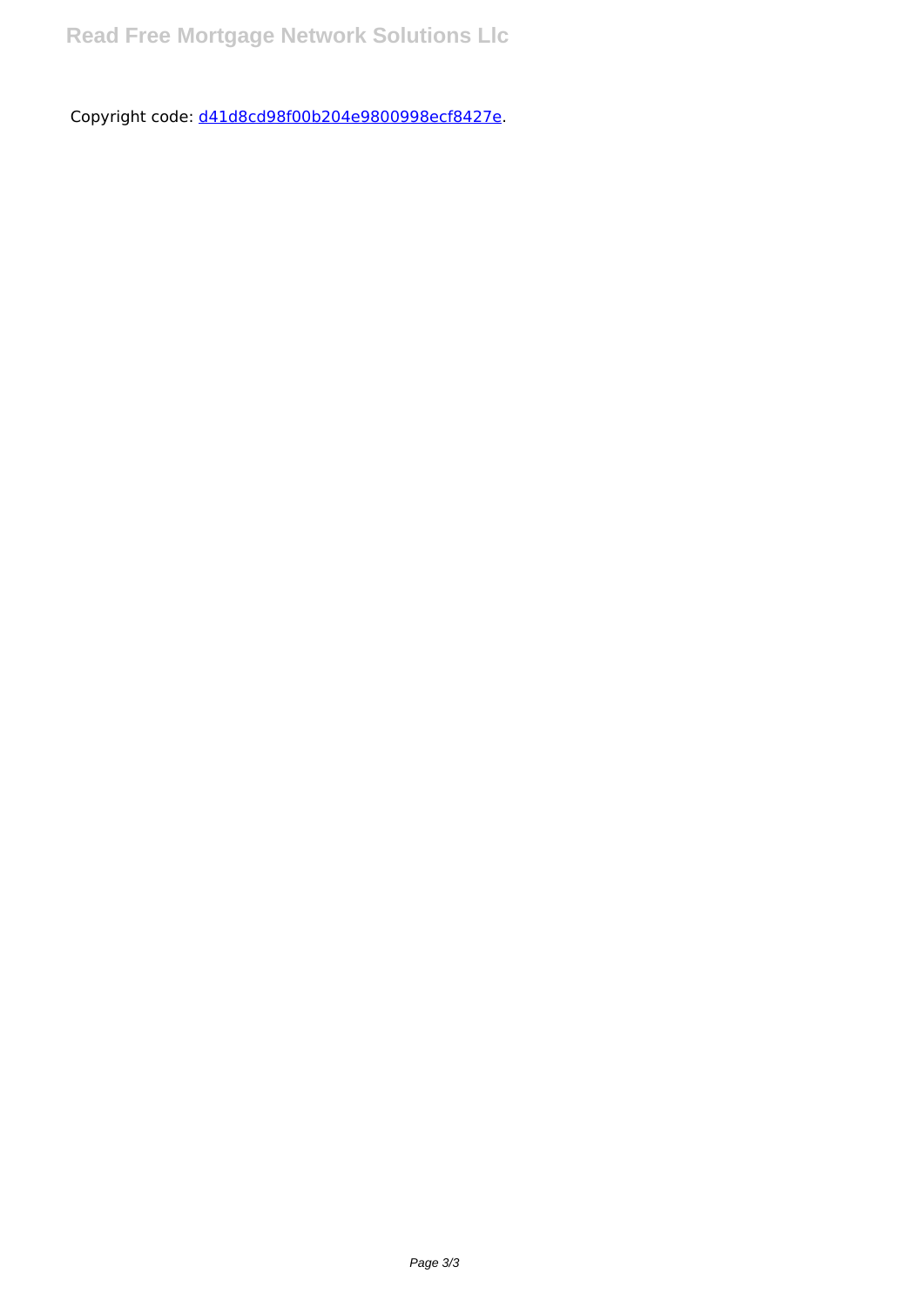Copyright code: [d41d8cd98f00b204e9800998ecf8427e](d41d8cd98f00b204e9800998ecf8427e).